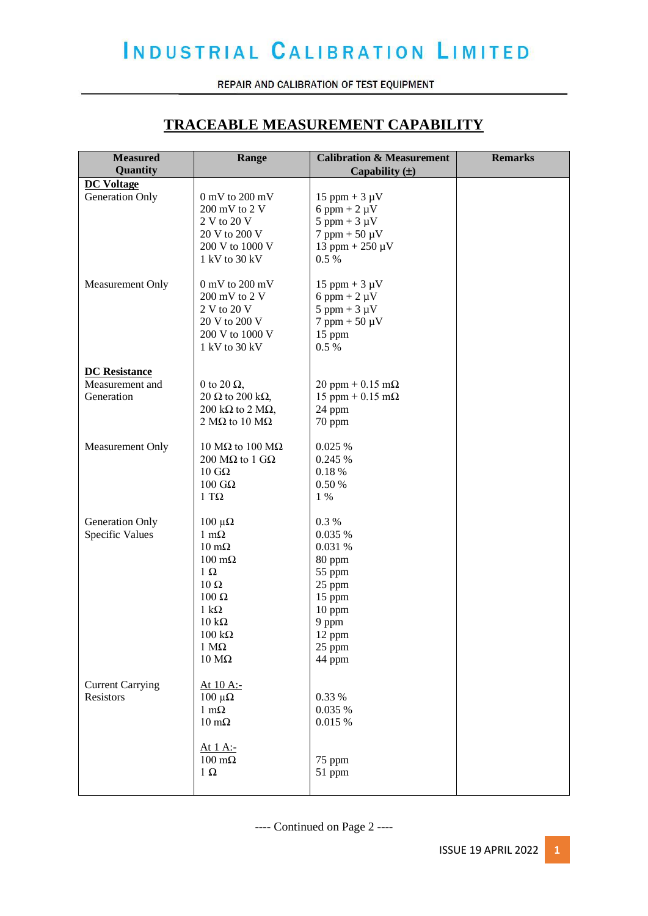# INDUSTRIAL CALIBRATION LIMITED

REPAIR AND CALIBRATION OF TEST EQUIPMENT

## TRACEABLE MEASUREMENT CAPABILITY

| Measured Quantity | Range | Calibration & Measurement Capability (±) | Remarks |
|---|---|---|---|
| **DC Voltage** | | | |
| Generation Only | 0 mV to 200 mV | 15 ppm + 3 µV | |
| | 200 mV to 2 V | 6 ppm + 2 µV | |
| | 2 V to 20 V | 5 ppm + 3 µV | |
| | 20 V to 200 V | 7 ppm + 50 µV | |
| | 200 V to 1000 V | 13 ppm + 250 µV | |
| | 1 kV to 30 kV | 0.5 % | |
| Measurement Only | 0 mV to 200 mV | 15 ppm + 3 µV | |
| | 200 mV to 2 V | 6 ppm + 2 µV | |
| | 2 V to 20 V | 5 ppm + 3 µV | |
| | 20 V to 200 V | 7 ppm + 50 µV | |
| | 200 V to 1000 V | 15 ppm | |
| | 1 kV to 30 kV | 0.5 % | |
| **DC Resistance** | | | |
| Measurement and Generation | 0 to 20 Ω, | 20 ppm + 0.15 mΩ | |
| | 20 Ω to 200 kΩ, | 15 ppm + 0.15 mΩ | |
| | 200 kΩ to 2 MΩ, | 24 ppm | |
| | 2 MΩ to 10 MΩ | 70 ppm | |
| Measurement Only | 10 MΩ to 100 MΩ | 0.025 % | |
| | 200 MΩ to 1 GΩ | 0.245 % | |
| | 10 GΩ | 0.18 % | |
| | 100 GΩ | 0.50 % | |
| | 1 TΩ | 1 % | |
| Generation Only Specific Values | 100 µΩ | 0.3 % | |
| | 1 mΩ | 0.035 % | |
| | 10 mΩ | 0.031 % | |
| | 100 mΩ | 80 ppm | |
| | 1 Ω | 55 ppm | |
| | 10 Ω | 25 ppm | |
| | 100 Ω | 15 ppm | |
| | 1 kΩ | 10 ppm | |
| | 10 kΩ | 9 ppm | |
| | 100 kΩ | 12 ppm | |
| | 1 MΩ | 25 ppm | |
| | 10 MΩ | 44 ppm | |
| Current Carrying Resistors | At 10 A:- | | |
| | 100 µΩ | 0.33 % | |
| | 1 mΩ | 0.035 % | |
| | 10 mΩ | 0.015 % | |
| | At 1 A:- | | |
| | 100 mΩ | 75 ppm | |
| | 1 Ω | 51 ppm | |

---- Continued on Page 2 ----

ISSUE 19 APRIL 2022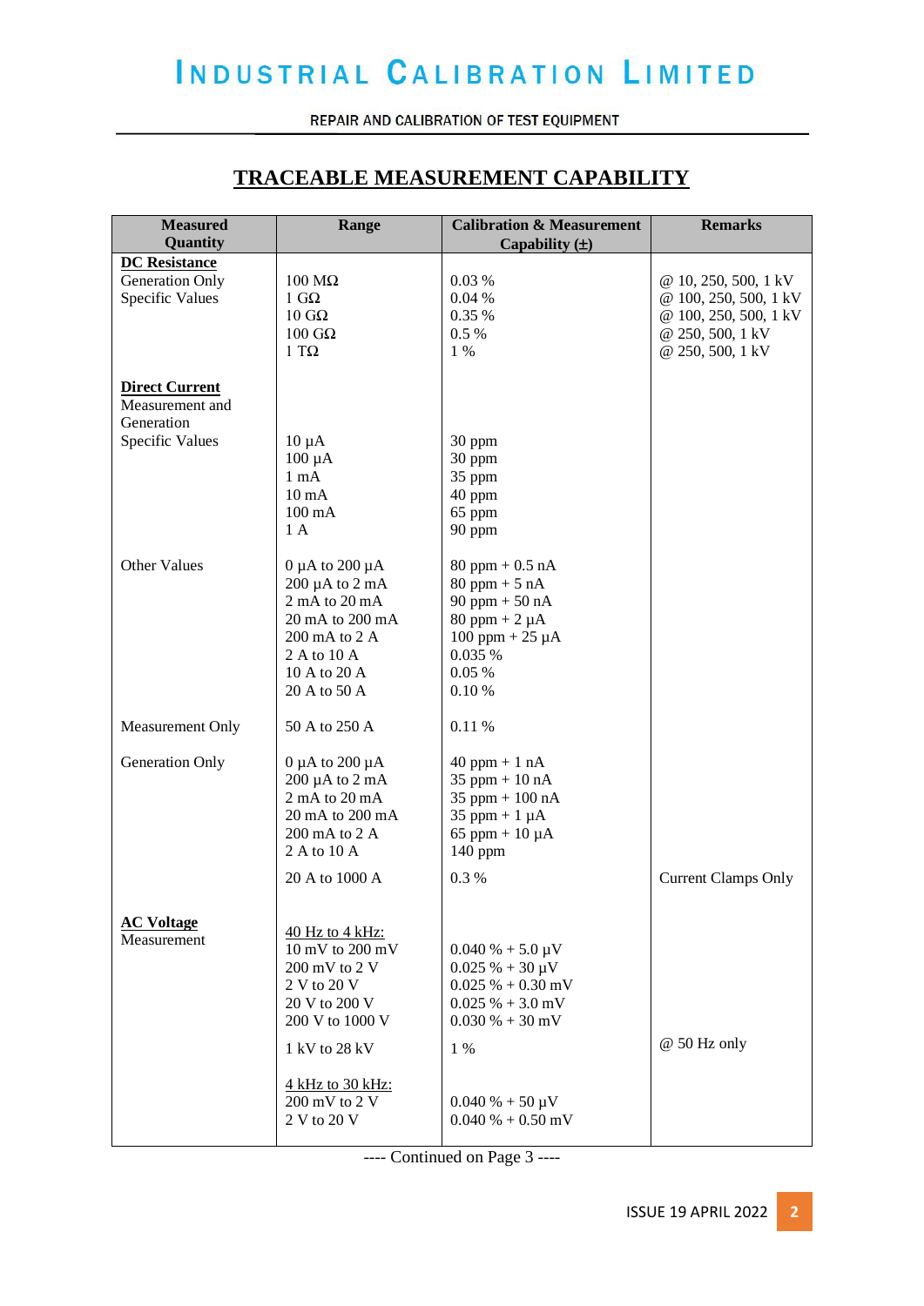# INDUSTRIAL CALIBRATION LIMITED

REPAIR AND CALIBRATION OF TEST EQUIPMENT

## TRACEABLE MEASUREMENT CAPABILITY

| Measured Quantity | Range | Calibration & Measurement Capability (±) | Remarks |
|---|---|---|---|
| **DC Resistance** | | | |
| Generation Only | | | |
| Specific Values | 100 MΩ | 0.03 % | @ 10, 250, 500, 1 kV |
| | 1 GΩ | 0.04 % | @ 100, 250, 500, 1 kV |
| | 10 GΩ | 0.35 % | @ 100, 250, 500, 1 kV |
| | 100 GΩ | 0.5 % | @ 250, 500, 1 kV |
| | 1 TΩ | 1 % | @ 250, 500, 1 kV |
| **Direct Current** | | | |
| Measurement and Generation | | | |
| Specific Values | 10 µA | 30 ppm | |
| | 100 µA | 30 ppm | |
| | 1 mA | 35 ppm | |
| | 10 mA | 40 ppm | |
| | 100 mA | 65 ppm | |
| | 1 A | 90 ppm | |
| Other Values | 0 µA to 200 µA | 80 ppm + 0.5 nA | |
| | 200 µA to 2 mA | 80 ppm + 5 nA | |
| | 2 mA to 20 mA | 90 ppm + 50 nA | |
| | 20 mA to 200 mA | 80 ppm + 2 µA | |
| | 200 mA to 2 A | 100 ppm + 25 µA | |
| | 2 A to 10 A | 0.035 % | |
| | 10 A to 20 A | 0.05 % | |
| | 20 A to 50 A | 0.10 % | |
| Measurement Only | 50 A to 250 A | 0.11 % | |
| Generation Only | 0 µA to 200 µA | 40 ppm + 1 nA | |
| | 200 µA to 2 mA | 35 ppm + 10 nA | |
| | 2 mA to 20 mA | 35 ppm + 100 nA | |
| | 20 mA to 200 mA | 35 ppm + 1 µA | |
| | 200 mA to 2 A | 65 ppm + 10 µA | |
| | 2 A to 10 A | 140 ppm | |
| | 20 A to 1000 A | 0.3 % | Current Clamps Only |
| **AC Voltage** | | | |
| Measurement | 40 Hz to 4 kHz: | | |
| | 10 mV to 200 mV | 0.040 % + 5.0 µV | |
| | 200 mV to 2 V | 0.025 % + 30 µV | |
| | 2 V to 20 V | 0.025 % + 0.30 mV | |
| | 20 V to 200 V | 0.025 % + 3.0 mV | |
| | 200 V to 1000 V | 0.030 % + 30 mV | |
| | 1 kV to 28 kV | 1 % | @ 50 Hz only |
| | 4 kHz to 30 kHz: | | |
| | 200 mV to 2 V | 0.040 % + 50 µV | |
| | 2 V to 20 V | 0.040 % + 0.50 mV | |

---- Continued on Page 3 ----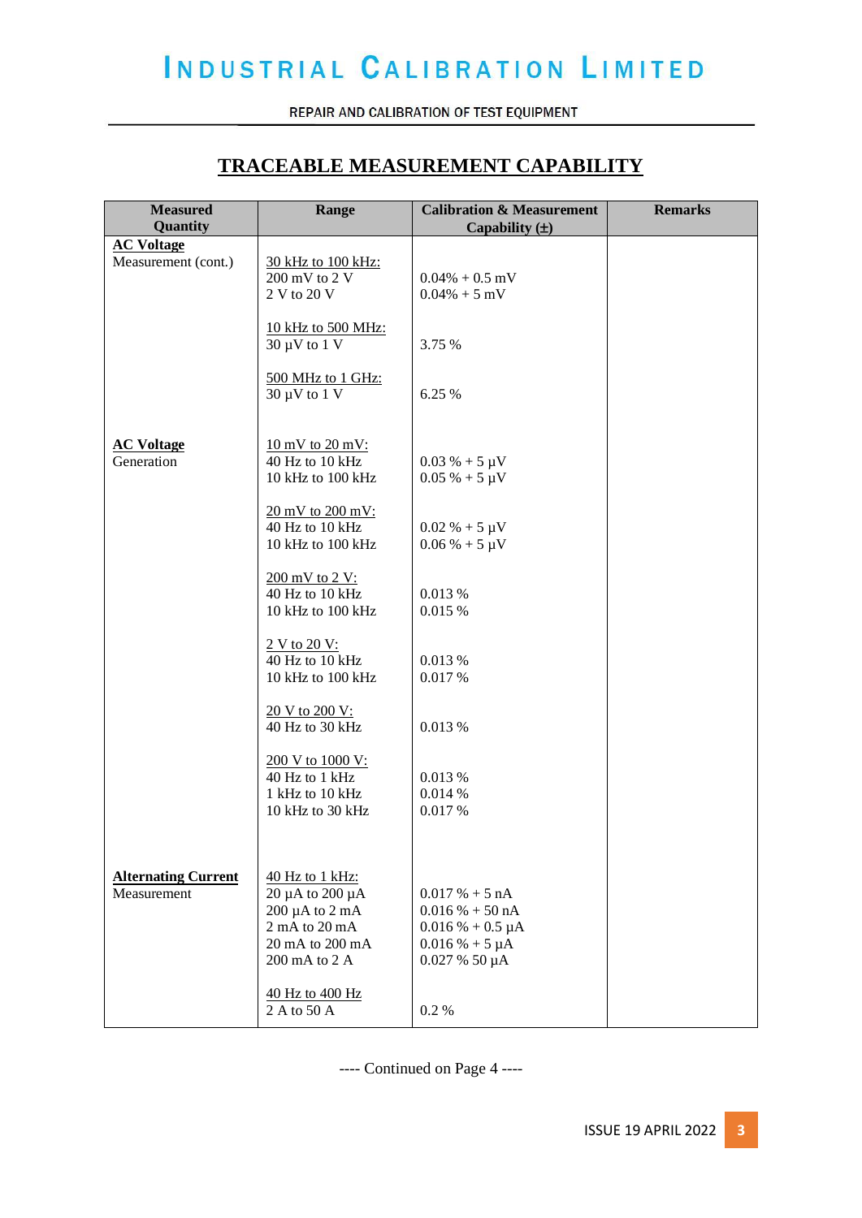# INDUSTRIAL CALIBRATION LIMITED

REPAIR AND CALIBRATION OF TEST EQUIPMENT

## TRACEABLE MEASUREMENT CAPABILITY

| Measured Quantity | Range | Calibration & Measurement Capability (±) | Remarks |
|---|---|---|---|
| **AC Voltage** Measurement (cont.) | 30 kHz to 100 kHz: | | |
| | 200 mV to 2 V | 0.04% + 0.5 mV | |
| | 2 V to 20 V | 0.04% + 5 mV | |
| | 10 kHz to 500 MHz: | | |
| | 30 µV to 1 V | 3.75 % | |
| | 500 MHz to 1 GHz: | | |
| | 30 µV to 1 V | 6.25 % | |
| **AC Voltage** Generation | 10 mV to 20 mV: | | |
| | 40 Hz to 10 kHz | 0.03 % + 5 µV | |
| | 10 kHz to 100 kHz | 0.05 % + 5 µV | |
| | 20 mV to 200 mV: | | |
| | 40 Hz to 10 kHz | 0.02 % + 5 µV | |
| | 10 kHz to 100 kHz | 0.06 % + 5 µV | |
| | 200 mV to 2 V: | | |
| | 40 Hz to 10 kHz | 0.013 % | |
| | 10 kHz to 100 kHz | 0.015 % | |
| | 2 V to 20 V: | | |
| | 40 Hz to 10 kHz | 0.013 % | |
| | 10 kHz to 100 kHz | 0.017 % | |
| | 20 V to 200 V: | | |
| | 40 Hz to 30 kHz | 0.013 % | |
| | 200 V to 1000 V: | | |
| | 40 Hz to 1 kHz | 0.013 % | |
| | 1 kHz to 10 kHz | 0.014 % | |
| | 10 kHz to 30 kHz | 0.017 % | |
| **Alternating Current** Measurement | 40 Hz to 1 kHz: | | |
| | 20 µA to 200 µA | 0.017 % + 5 nA | |
| | 200 µA to 2 mA | 0.016 % + 50 nA | |
| | 2 mA to 20 mA | 0.016 % + 0.5 µA | |
| | 20 mA to 200 mA | 0.016 % + 5 µA | |
| | 200 mA to 2 A | 0.027 % 50 µA | |
| | 40 Hz to 400 Hz | | |
| | 2 A to 50 A | 0.2 % | |

---- Continued on Page 4 ----

ISSUE 19 APRIL 2022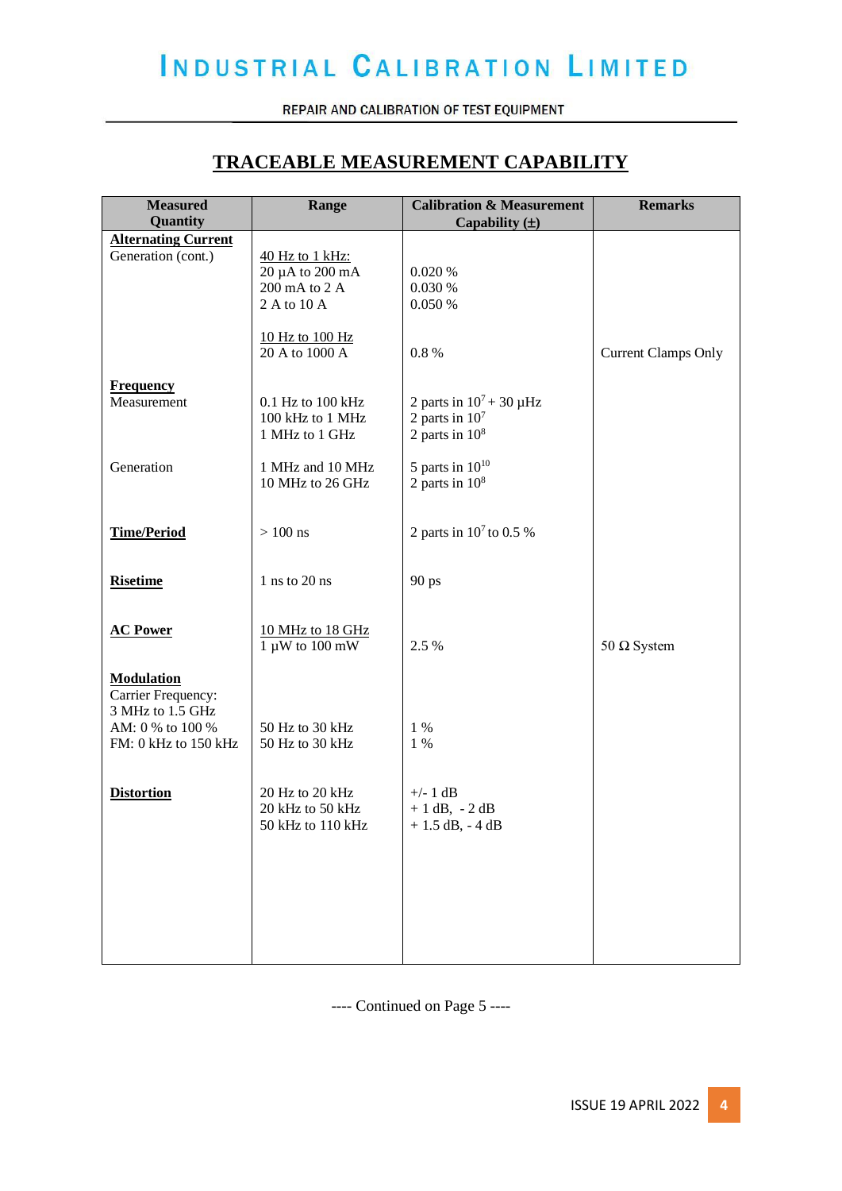# INDUSTRIAL CALIBRATION LIMITED

REPAIR AND CALIBRATION OF TEST EQUIPMENT

## TRACEABLE MEASUREMENT CAPABILITY

| Measured Quantity | Range | Calibration & Measurement Capability (±) | Remarks |
|---|---|---|---|
| **Alternating Current** | | | |
| Generation (cont.) | 40 Hz to 1 kHz: | | |
| | 20 µA to 200 mA | 0.020 % | |
| | 200 mA to 2 A | 0.030 % | |
| | 2 A to 10 A | 0.050 % | |
| | 10 Hz to 100 Hz | | |
| | 20 A to 1000 A | 0.8 % | Current Clamps Only |
| **Frequency** | | | |
| Measurement | 0.1 Hz to 100 kHz | 2 parts in $10^7$ + 30 µHz | |
| | 100 kHz to 1 MHz | 2 parts in $10^7$ | |
| | 1 MHz to 1 GHz | 2 parts in $10^8$ | |
| Generation | 1 MHz and 10 MHz | 5 parts in $10^{10}$ | |
| | 10 MHz to 26 GHz | 2 parts in $10^8$ | |
| **Time/Period** | > 100 ns | 2 parts in $10^7$ to 0.5 % | |
| **Risetime** | 1 ns to 20 ns | 90 ps | |
| **AC Power** | 10 MHz to 18 GHz | | |
| | 1 µW to 100 mW | 2.5 % | 50 Ω System |
| **Modulation** | | | |
| Carrier Frequency: 3 MHz to 1.5 GHz | | | |
| AM: 0 % to 100 % | 50 Hz to 30 kHz | 1 % | |
| FM: 0 kHz to 150 kHz | 50 Hz to 30 kHz | 1 % | |
| **Distortion** | 20 Hz to 20 kHz | +/- 1 dB | |
| | 20 kHz to 50 kHz | + 1 dB, - 2 dB | |
| | 50 kHz to 110 kHz | + 1.5 dB, - 4 dB | |

---- Continued on Page 5 ----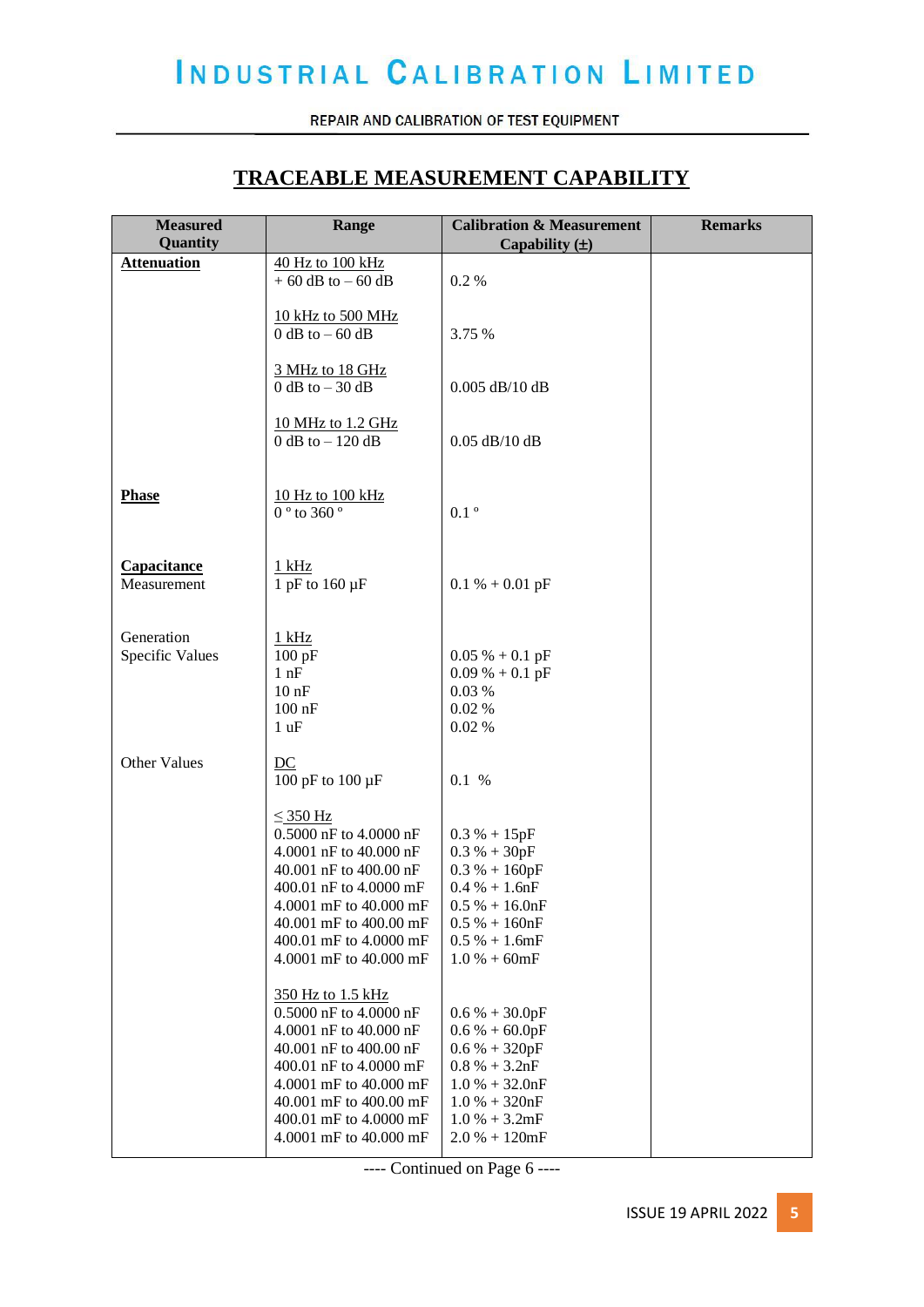# INDUSTRIAL CALIBRATION LIMITED

REPAIR AND CALIBRATION OF TEST EQUIPMENT

## TRACEABLE MEASUREMENT CAPABILITY

| Measured Quantity | Range | Calibration & Measurement Capability (±) | Remarks |
|---|---|---|---|
| **Attenuation** | 40 Hz to 100 kHz<br>+ 60 dB to – 60 dB | 0.2 % | |
| | 10 kHz to 500 MHz<br>0 dB to – 60 dB | 3.75 % | |
| | 3 MHz to 18 GHz<br>0 dB to – 30 dB | 0.005 dB/10 dB | |
| | 10 MHz to 1.2 GHz<br>0 dB to – 120 dB | 0.05 dB/10 dB | |
| **Phase** | 10 Hz to 100 kHz<br>0 ° to 360 ° | 0.1 ° | |
| **Capacitance**<br>Measurement | 1 kHz<br>1 pF to 160 µF | 0.1 % + 0.01 pF | |
| Generation<br>Specific Values | 1 kHz | | |
| | 100 pF | 0.05 % + 0.1 pF | |
| | 1 nF | 0.09 % + 0.1 pF | |
| | 10 nF | 0.03 % | |
| | 100 nF | 0.02 % | |
| | 1 uF | 0.02 % | |
| Other Values | DC<br>100 pF to 100 µF | 0.1 % | |
| | ≤ 350 Hz | | |
| | 0.5000 nF to 4.0000 nF | 0.3 % + 15pF | |
| | 4.0001 nF to 40.000 nF | 0.3 % + 30pF | |
| | 40.001 nF to 400.00 nF | 0.3 % + 160pF | |
| | 400.01 nF to 4.0000 mF | 0.4 % + 1.6nF | |
| | 4.0001 mF to 40.000 mF | 0.5 % + 16.0nF | |
| | 40.001 mF to 400.00 mF | 0.5 % + 160nF | |
| | 400.01 mF to 4.0000 mF | 0.5 % + 1.6mF | |
| | 4.0001 mF to 40.000 mF | 1.0 % + 60mF | |
| | 350 Hz to 1.5 kHz | | |
| | 0.5000 nF to 4.0000 nF | 0.6 % + 30.0pF | |
| | 4.0001 nF to 40.000 nF | 0.6 % + 60.0pF | |
| | 40.001 nF to 400.00 nF | 0.6 % + 320pF | |
| | 400.01 nF to 4.0000 mF | 0.8 % + 3.2nF | |
| | 4.0001 mF to 40.000 mF | 1.0 % + 32.0nF | |
| | 40.001 mF to 400.00 mF | 1.0 % + 320nF | |
| | 400.01 mF to 4.0000 mF | 1.0 % + 3.2mF | |
| | 4.0001 mF to 40.000 mF | 2.0 % + 120mF | |

---- Continued on Page 6 ----

ISSUE 19 APRIL 2022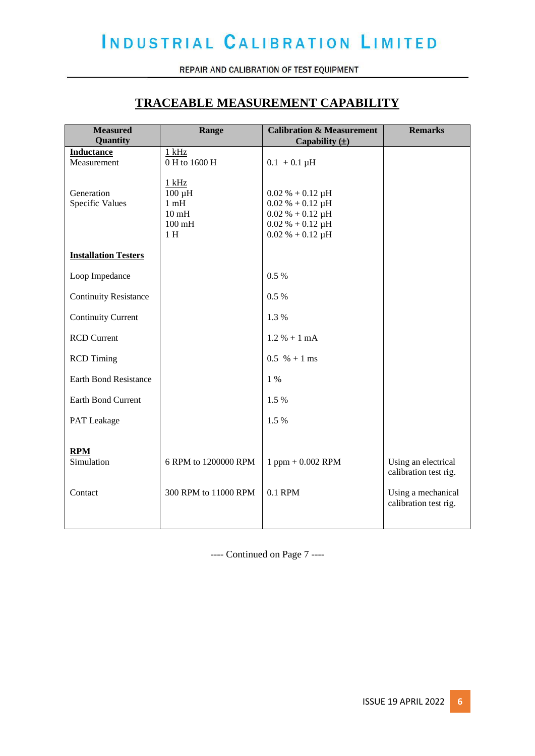## TRACEABLE MEASUREMENT CAPABILITY

| Measured Quantity | Range | Calibration & Measurement Capability (±) | Remarks |
|---|---|---|---|
| **Inductance** | 1 kHz | | |
| Measurement | 0 H to 1600 H | 0.1 + 0.1 µH | |
| | 1 kHz | | |
| Generation Specific Values | 100 µH | 0.02 % + 0.12 µH | |
| | 1 mH | 0.02 % + 0.12 µH | |
| | 10 mH | 0.02 % + 0.12 µH | |
| | 100 mH | 0.02 % + 0.12 µH | |
| | 1 H | 0.02 % + 0.12 µH | |
| **Installation Testers** | | | |
| Loop Impedance | | 0.5 % | |
| Continuity Resistance | | 0.5 % | |
| Continuity Current | | 1.3 % | |
| RCD Current | | 1.2 % + 1 mA | |
| RCD Timing | | 0.5 % + 1 ms | |
| Earth Bond Resistance | | 1 % | |
| Earth Bond Current | | 1.5 % | |
| PAT Leakage | | 1.5 % | |
| **RPM** | | | |
| Simulation | 6 RPM to 1200000 RPM | 1 ppm + 0.002 RPM | Using an electrical calibration test rig. |
| Contact | 300 RPM to 11000 RPM | 0.1 RPM | Using a mechanical calibration test rig. |

---- Continued on Page 7 ----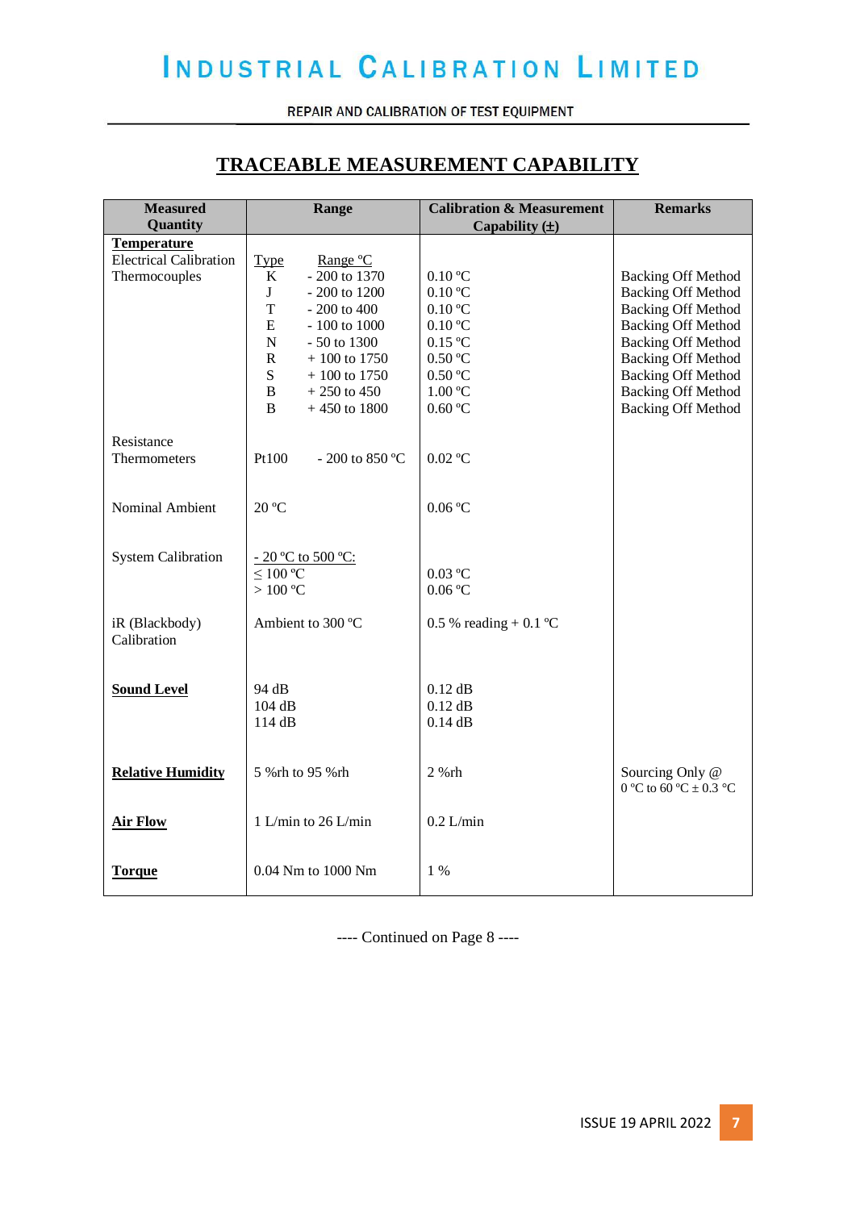# INDUSTRIAL CALIBRATION LIMITED

REPAIR AND CALIBRATION OF TEST EQUIPMENT

## TRACEABLE MEASUREMENT CAPABILITY

| Measured Quantity | Range | Calibration & Measurement Capability (±) | Remarks |
|---|---|---|---|
| **Temperature** | | | |
| Electrical Calibration Thermocouples | Type / Range °C | | |
| | K - 200 to 1370 | 0.10 °C | Backing Off Method |
| | J - 200 to 1200 | 0.10 °C | Backing Off Method |
| | T - 200 to 400 | 0.10 °C | Backing Off Method |
| | E - 100 to 1000 | 0.10 °C | Backing Off Method |
| | N - 50 to 1300 | 0.15 °C | Backing Off Method |
| | R + 100 to 1750 | 0.50 °C | Backing Off Method |
| | S + 100 to 1750 | 0.50 °C | Backing Off Method |
| | B + 250 to 450 | 1.00 °C | Backing Off Method |
| | B + 450 to 1800 | 0.60 °C | Backing Off Method |
| Resistance Thermometers | Pt100 - 200 to 850 °C | 0.02 °C | |
| Nominal Ambient | 20 °C | 0.06 °C | |
| System Calibration | - 20 °C to 500 °C: | | |
| | ≤ 100 °C | 0.03 °C | |
| | > 100 °C | 0.06 °C | |
| iR (Blackbody) Calibration | Ambient to 300 °C | 0.5 % reading + 0.1 °C | |
| **Sound Level** | 94 dB | 0.12 dB | |
| | 104 dB | 0.12 dB | |
| | 114 dB | 0.14 dB | |
| **Relative Humidity** | 5 %rh to 95 %rh | 2 %rh | Sourcing Only @ 0 °C to 60 °C ± 0.3 °C |
| **Air Flow** | 1 L/min to 26 L/min | 0.2 L/min | |
| **Torque** | 0.04 Nm to 1000 Nm | 1 % | |

---- Continued on Page 8 ----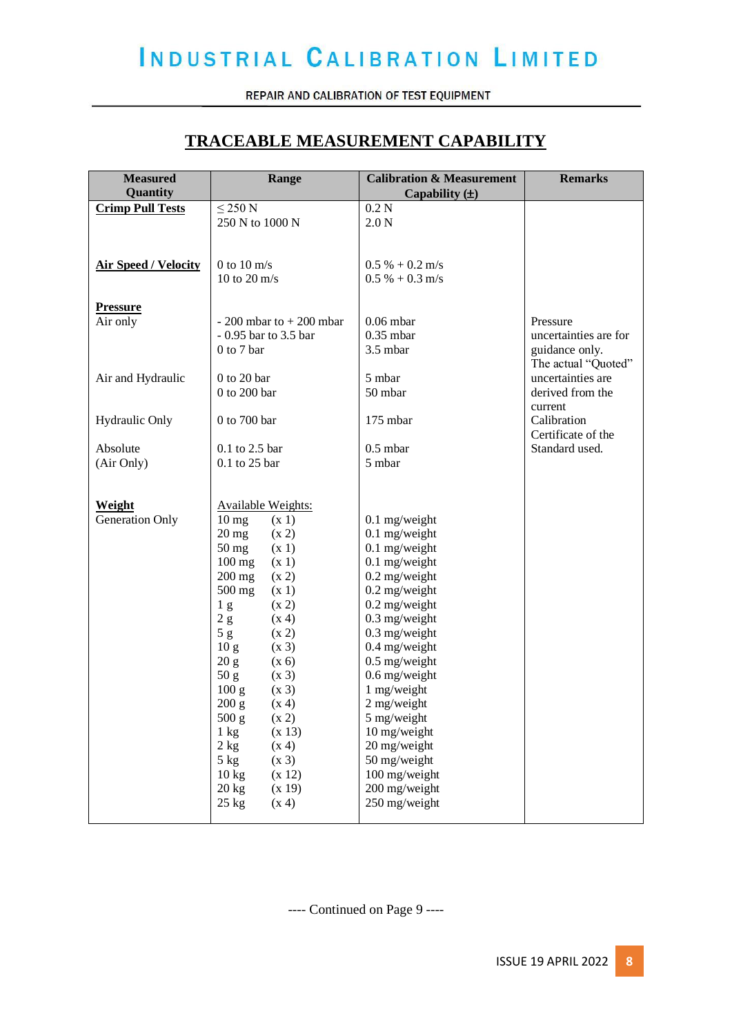# TRACEABLE MEASUREMENT CAPABILITY

| Measured Quantity | Range | Calibration & Measurement Capability (±) | Remarks |
|---|---|---|---|
| **Crimp Pull Tests** | ≤ 250 N | 0.2 N | |
| | 250 N to 1000 N | 2.0 N | |
| **Air Speed / Velocity** | 0 to 10 m/s | 0.5 % + 0.2 m/s | |
| | 10 to 20 m/s | 0.5 % + 0.3 m/s | |
| **Pressure** | | | |
| Air only | - 200 mbar to + 200 mbar | 0.06 mbar | Pressure uncertainties are for guidance only. The actual "Quoted" uncertainties are derived from the current Calibration Certificate of the Standard used. |
| | - 0.95 bar to 3.5 bar | 0.35 mbar | |
| | 0 to 7 bar | 3.5 mbar | |
| Air and Hydraulic | 0 to 20 bar | 5 mbar | |
| | 0 to 200 bar | 50 mbar | |
| Hydraulic Only | 0 to 700 bar | 175 mbar | |
| Absolute (Air Only) | 0.1 to 2.5 bar | 0.5 mbar | |
| | 0.1 to 25 bar | 5 mbar | |
| **Weight** | Available Weights: | | |
| Generation Only | 10 mg (x 1) | 0.1 mg/weight | |
| | 20 mg (x 2) | 0.1 mg/weight | |
| | 50 mg (x 1) | 0.1 mg/weight | |
| | 100 mg (x 1) | 0.1 mg/weight | |
| | 200 mg (x 2) | 0.2 mg/weight | |
| | 500 mg (x 1) | 0.2 mg/weight | |
| | 1 g (x 2) | 0.2 mg/weight | |
| | 2 g (x 4) | 0.3 mg/weight | |
| | 5 g (x 2) | 0.3 mg/weight | |
| | 10 g (x 3) | 0.4 mg/weight | |
| | 20 g (x 6) | 0.5 mg/weight | |
| | 50 g (x 3) | 0.6 mg/weight | |
| | 100 g (x 3) | 1 mg/weight | |
| | 200 g (x 4) | 2 mg/weight | |
| | 500 g (x 2) | 5 mg/weight | |
| | 1 kg (x 13) | 10 mg/weight | |
| | 2 kg (x 4) | 20 mg/weight | |
| | 5 kg (x 3) | 50 mg/weight | |
| | 10 kg (x 12) | 100 mg/weight | |
| | 20 kg (x 19) | 200 mg/weight | |
| | 25 kg (x 4) | 250 mg/weight | |

---- Continued on Page 9 ----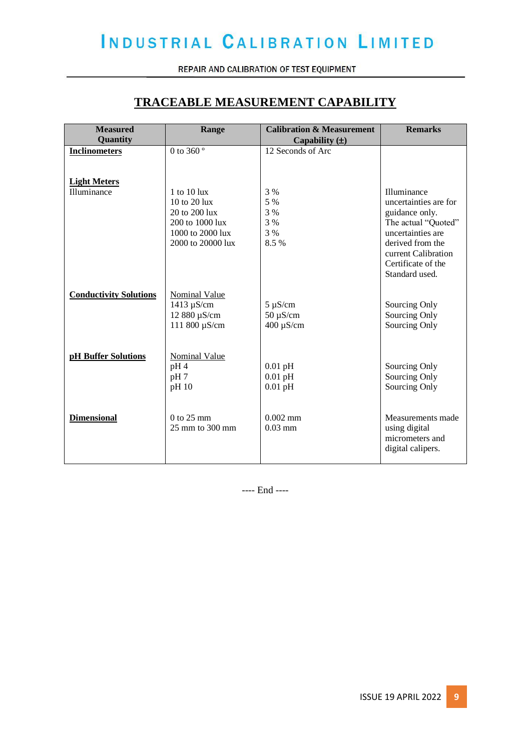# INDUSTRIAL CALIBRATION LIMITED

REPAIR AND CALIBRATION OF TEST EQUIPMENT

## TRACEABLE MEASUREMENT CAPABILITY

| Measured Quantity | Range | Calibration & Measurement Capability (±) | Remarks |
|---|---|---|---|
| **Inclinometers** | 0 to 360 ° | 12 Seconds of Arc | |
| **Light Meters** | | | |
| Illuminance | 1 to 10 lux | 3 % | Illuminance uncertainties are for guidance only. The actual "Quoted" uncertainties are derived from the current Calibration Certificate of the Standard used. |
| | 10 to 20 lux | 5 % | |
| | 20 to 200 lux | 3 % | |
| | 200 to 1000 lux | 3 % | |
| | 1000 to 2000 lux | 3 % | |
| | 2000 to 20000 lux | 8.5 % | |
| **Conductivity Solutions** | Nominal Value | | |
| | 1413 µS/cm | 5 µS/cm | Sourcing Only |
| | 12 880 µS/cm | 50 µS/cm | Sourcing Only |
| | 111 800 µS/cm | 400 µS/cm | Sourcing Only |
| **pH Buffer Solutions** | Nominal Value | | |
| | pH 4 | 0.01 pH | Sourcing Only |
| | pH 7 | 0.01 pH | Sourcing Only |
| | pH 10 | 0.01 pH | Sourcing Only |
| **Dimensional** | 0 to 25 mm | 0.002 mm | Measurements made using digital micrometers and digital calipers. |
| | 25 mm to 300 mm | 0.03 mm | |

---- End ----